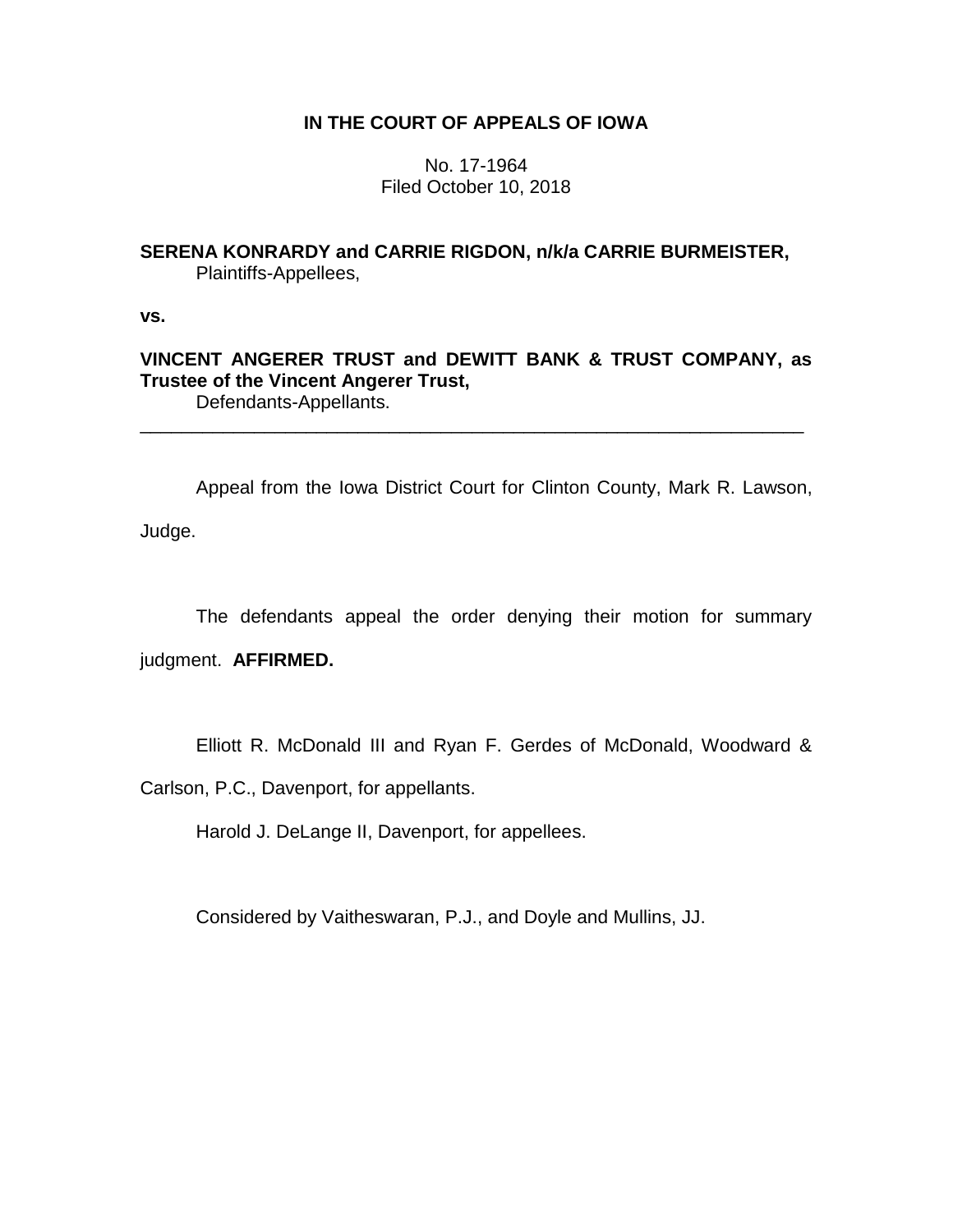**IN THE COURT OF APPEALS OF IOWA**

No. 17-1964
Filed October 10, 2018

**SERENA KONRARDY and CARRIE RIGDON, n/k/a CARRIE BURMEISTER,**
Plaintiffs-Appellees,

**vs.**

**VINCENT ANGERER TRUST and DEWITT BANK & TRUST COMPANY, as Trustee of the Vincent Angerer Trust,**
Defendants-Appellants.

---

Appeal from the Iowa District Court for Clinton County, Mark R. Lawson, Judge.

The defendants appeal the order denying their motion for summary judgment. **AFFIRMED.**

Elliott R. McDonald III and Ryan F. Gerdes of McDonald, Woodward & Carlson, P.C., Davenport, for appellants.

Harold J. DeLange II, Davenport, for appellees.

Considered by Vaitheswaran, P.J., and Doyle and Mullins, JJ.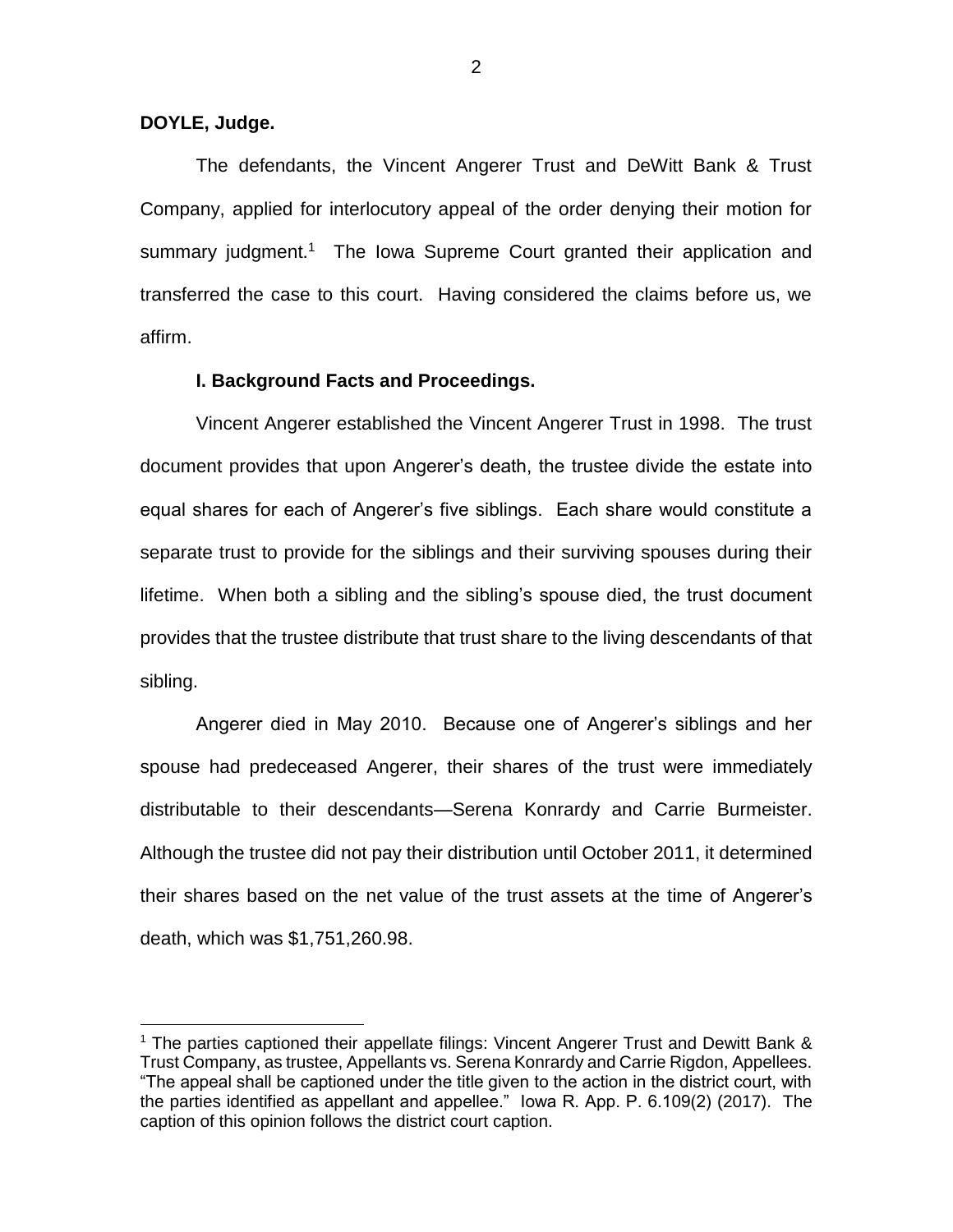**DOYLE, Judge.**

The defendants, the Vincent Angerer Trust and DeWitt Bank & Trust Company, applied for interlocutory appeal of the order denying their motion for summary judgment.[1] The Iowa Supreme Court granted their application and transferred the case to this court. Having considered the claims before us, we affirm.

**I. Background Facts and Proceedings.**

Vincent Angerer established the Vincent Angerer Trust in 1998. The trust document provides that upon Angerer's death, the trustee divide the estate into equal shares for each of Angerer's five siblings. Each share would constitute a separate trust to provide for the siblings and their surviving spouses during their lifetime. When both a sibling and the sibling's spouse died, the trust document provides that the trustee distribute that trust share to the living descendants of that sibling.

Angerer died in May 2010. Because one of Angerer's siblings and her spouse had predeceased Angerer, their shares of the trust were immediately distributable to their descendants—Serena Konrardy and Carrie Burmeister. Although the trustee did not pay their distribution until October 2011, it determined their shares based on the net value of the trust assets at the time of Angerer's death, which was $1,751,260.98.

---

[1] The parties captioned their appellate filings: Vincent Angerer Trust and Dewitt Bank & Trust Company, as trustee, Appellants vs. Serena Konrardy and Carrie Rigdon, Appellees. "The appeal shall be captioned under the title given to the action in the district court, with the parties identified as appellant and appellee." Iowa R. App. P. 6.109(2) (2017). The caption of this opinion follows the district court caption.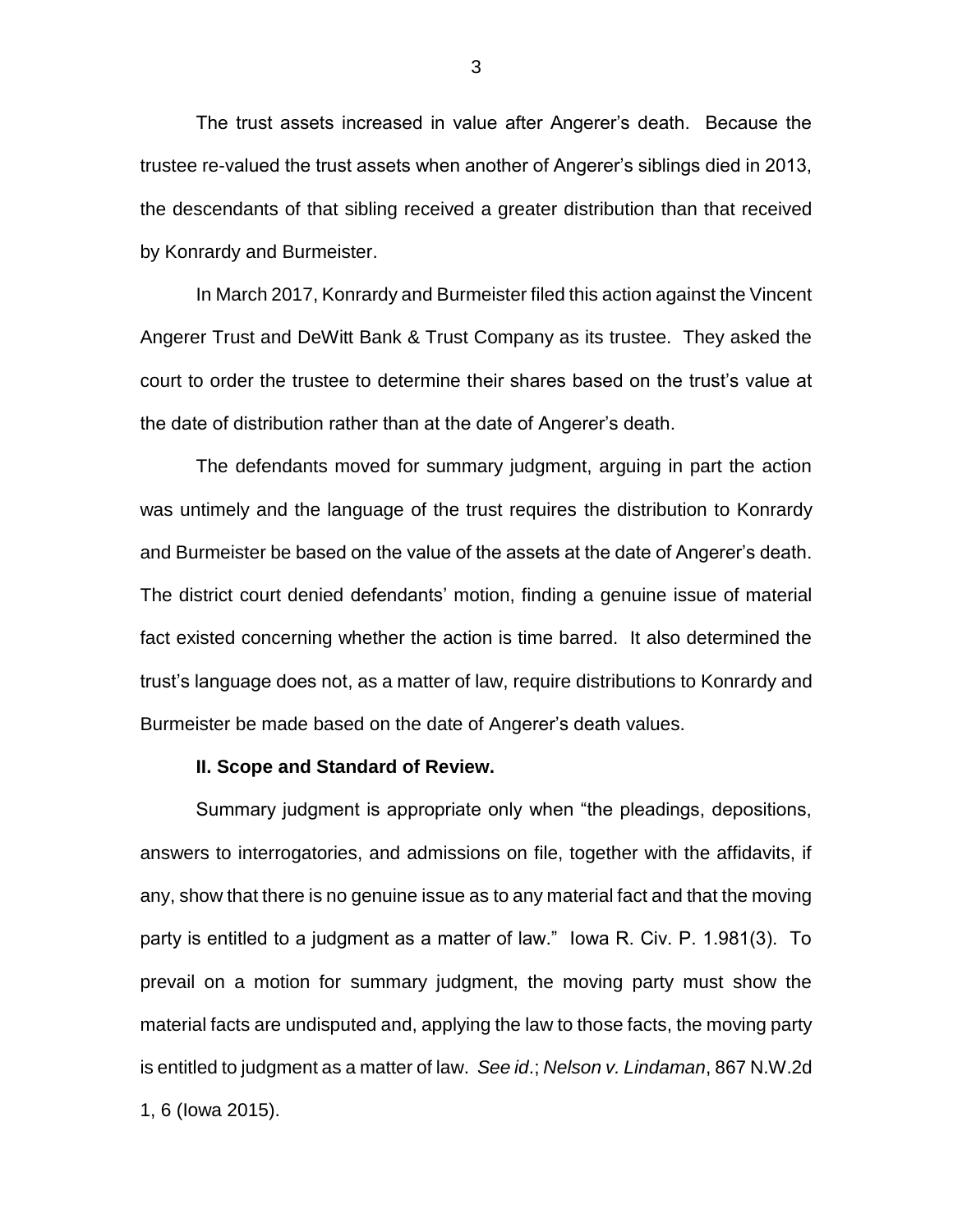The trust assets increased in value after Angerer's death. Because the trustee re-valued the trust assets when another of Angerer's siblings died in 2013, the descendants of that sibling received a greater distribution than that received by Konrardy and Burmeister.

In March 2017, Konrardy and Burmeister filed this action against the Vincent Angerer Trust and DeWitt Bank & Trust Company as its trustee. They asked the court to order the trustee to determine their shares based on the trust's value at the date of distribution rather than at the date of Angerer's death.

The defendants moved for summary judgment, arguing in part the action was untimely and the language of the trust requires the distribution to Konrardy and Burmeister be based on the value of the assets at the date of Angerer's death. The district court denied defendants' motion, finding a genuine issue of material fact existed concerning whether the action is time barred. It also determined the trust's language does not, as a matter of law, require distributions to Konrardy and Burmeister be made based on the date of Angerer's death values.

**II. Scope and Standard of Review.**

Summary judgment is appropriate only when "the pleadings, depositions, answers to interrogatories, and admissions on file, together with the affidavits, if any, show that there is no genuine issue as to any material fact and that the moving party is entitled to a judgment as a matter of law." Iowa R. Civ. P. 1.981(3). To prevail on a motion for summary judgment, the moving party must show the material facts are undisputed and, applying the law to those facts, the moving party is entitled to judgment as a matter of law. *See id*.; *Nelson v. Lindaman*, 867 N.W.2d 1, 6 (Iowa 2015).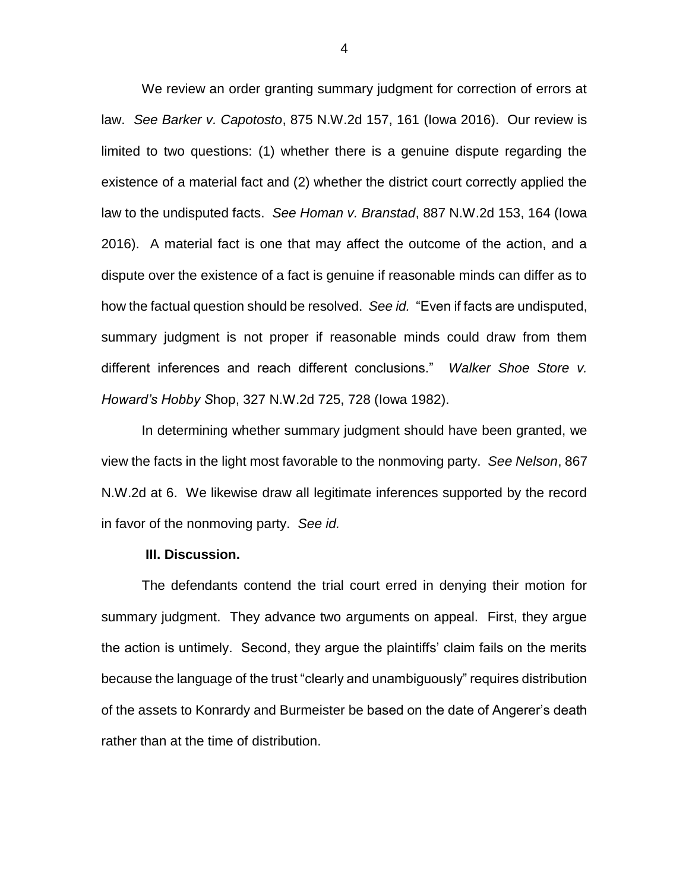We review an order granting summary judgment for correction of errors at law. *See Barker v. Capotosto*, 875 N.W.2d 157, 161 (Iowa 2016). Our review is limited to two questions: (1) whether there is a genuine dispute regarding the existence of a material fact and (2) whether the district court correctly applied the law to the undisputed facts. *See Homan v. Branstad*, 887 N.W.2d 153, 164 (Iowa 2016). A material fact is one that may affect the outcome of the action, and a dispute over the existence of a fact is genuine if reasonable minds can differ as to how the factual question should be resolved. *See id.* "Even if facts are undisputed, summary judgment is not proper if reasonable minds could draw from them different inferences and reach different conclusions." *Walker Shoe Store v. Howard's Hobby S*hop, 327 N.W.2d 725, 728 (Iowa 1982).

In determining whether summary judgment should have been granted, we view the facts in the light most favorable to the nonmoving party. *See Nelson*, 867 N.W.2d at 6. We likewise draw all legitimate inferences supported by the record in favor of the nonmoving party. *See id.*

**III. Discussion.**

The defendants contend the trial court erred in denying their motion for summary judgment. They advance two arguments on appeal. First, they argue the action is untimely. Second, they argue the plaintiffs' claim fails on the merits because the language of the trust "clearly and unambiguously" requires distribution of the assets to Konrardy and Burmeister be based on the date of Angerer's death rather than at the time of distribution.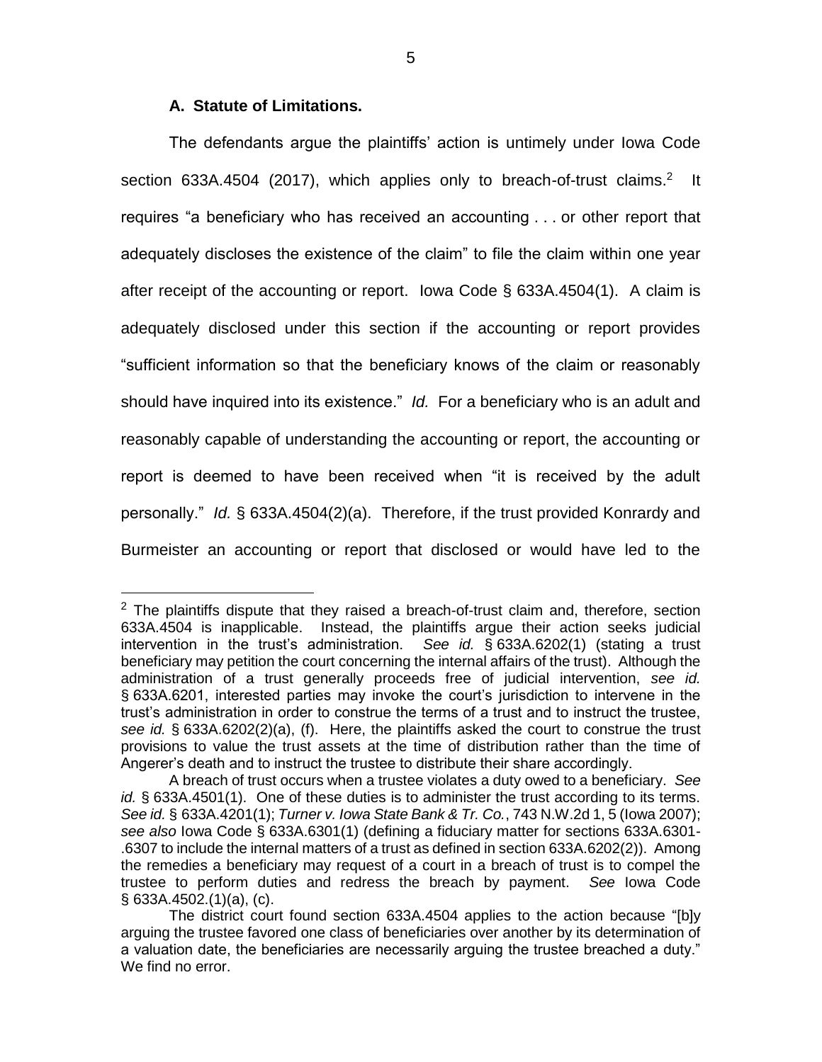### A. Statute of Limitations.

The defendants argue the plaintiffs' action is untimely under Iowa Code section 633A.4504 (2017), which applies only to breach-of-trust claims.[2] It requires "a beneficiary who has received an accounting . . . or other report that adequately discloses the existence of the claim" to file the claim within one year after receipt of the accounting or report. Iowa Code § 633A.4504(1). A claim is adequately disclosed under this section if the accounting or report provides "sufficient information so that the beneficiary knows of the claim or reasonably should have inquired into its existence." *Id.* For a beneficiary who is an adult and reasonably capable of understanding the accounting or report, the accounting or report is deemed to have been received when "it is received by the adult personally." *Id.* § 633A.4504(2)(a). Therefore, if the trust provided Konrardy and Burmeister an accounting or report that disclosed or would have led to the

---

[2] The plaintiffs dispute that they raised a breach-of-trust claim and, therefore, section 633A.4504 is inapplicable. Instead, the plaintiffs argue their action seeks judicial intervention in the trust's administration. *See id.* § 633A.6202(1) (stating a trust beneficiary may petition the court concerning the internal affairs of the trust). Although the administration of a trust generally proceeds free of judicial intervention, *see id.* § 633A.6201, interested parties may invoke the court's jurisdiction to intervene in the trust's administration in order to construe the terms of a trust and to instruct the trustee, *see id.* § 633A.6202(2)(a), (f). Here, the plaintiffs asked the court to construe the trust provisions to value the trust assets at the time of distribution rather than the time of Angerer's death and to instruct the trustee to distribute their share accordingly.

A breach of trust occurs when a trustee violates a duty owed to a beneficiary. *See id.* § 633A.4501(1). One of these duties is to administer the trust according to its terms. *See id.* § 633A.4201(1); *Turner v. Iowa State Bank & Tr. Co.*, 743 N.W.2d 1, 5 (Iowa 2007); *see also* Iowa Code § 633A.6301(1) (defining a fiduciary matter for sections 633A.6301-.6307 to include the internal matters of a trust as defined in section 633A.6202(2)). Among the remedies a beneficiary may request of a court in a breach of trust is to compel the trustee to perform duties and redress the breach by payment. *See* Iowa Code § 633A.4502.(1)(a), (c).

The district court found section 633A.4504 applies to the action because "[b]y arguing the trustee favored one class of beneficiaries over another by its determination of a valuation date, the beneficiaries are necessarily arguing the trustee breached a duty." We find no error.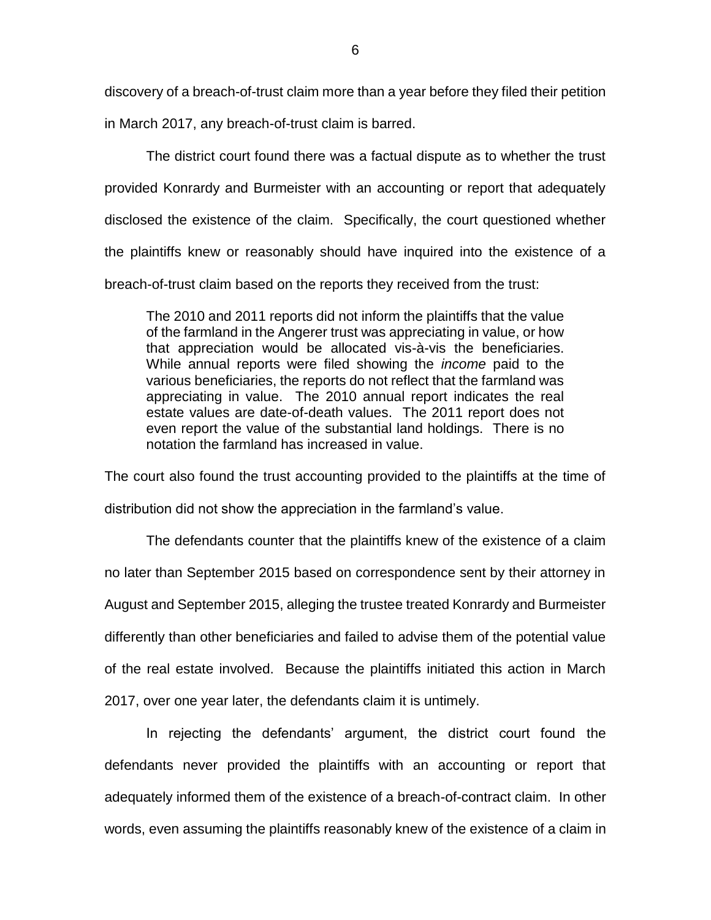discovery of a breach-of-trust claim more than a year before they filed their petition in March 2017, any breach-of-trust claim is barred.

The district court found there was a factual dispute as to whether the trust provided Konrardy and Burmeister with an accounting or report that adequately disclosed the existence of the claim. Specifically, the court questioned whether the plaintiffs knew or reasonably should have inquired into the existence of a breach-of-trust claim based on the reports they received from the trust:

> The 2010 and 2011 reports did not inform the plaintiffs that the value of the farmland in the Angerer trust was appreciating in value, or how that appreciation would be allocated vis-à-vis the beneficiaries. While annual reports were filed showing the *income* paid to the various beneficiaries, the reports do not reflect that the farmland was appreciating in value. The 2010 annual report indicates the real estate values are date-of-death values. The 2011 report does not even report the value of the substantial land holdings. There is no notation the farmland has increased in value.

The court also found the trust accounting provided to the plaintiffs at the time of distribution did not show the appreciation in the farmland's value.

The defendants counter that the plaintiffs knew of the existence of a claim no later than September 2015 based on correspondence sent by their attorney in August and September 2015, alleging the trustee treated Konrardy and Burmeister differently than other beneficiaries and failed to advise them of the potential value of the real estate involved. Because the plaintiffs initiated this action in March 2017, over one year later, the defendants claim it is untimely.

In rejecting the defendants' argument, the district court found the defendants never provided the plaintiffs with an accounting or report that adequately informed them of the existence of a breach-of-contract claim. In other words, even assuming the plaintiffs reasonably knew of the existence of a claim in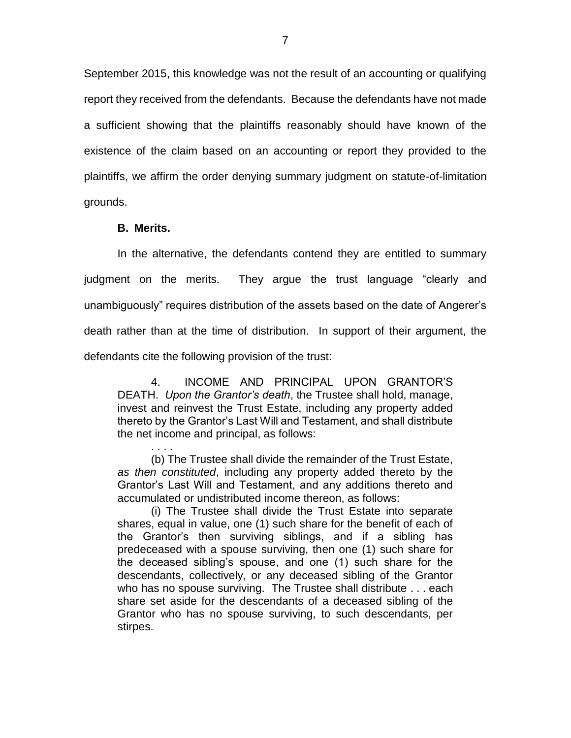September 2015, this knowledge was not the result of an accounting or qualifying report they received from the defendants. Because the defendants have not made a sufficient showing that the plaintiffs reasonably should have known of the existence of the claim based on an accounting or report they provided to the plaintiffs, we affirm the order denying summary judgment on statute-of-limitation grounds.

**B. Merits.**

In the alternative, the defendants contend they are entitled to summary judgment on the merits. They argue the trust language "clearly and unambiguously" requires distribution of the assets based on the date of Angerer's death rather than at the time of distribution. In support of their argument, the defendants cite the following provision of the trust:

> 4. INCOME AND PRINCIPAL UPON GRANTOR'S DEATH. *Upon the Grantor's death*, the Trustee shall hold, manage, invest and reinvest the Trust Estate, including any property added thereto by the Grantor's Last Will and Testament, and shall distribute the net income and principal, as follows:
>
> . . . .
>
> (b) The Trustee shall divide the remainder of the Trust Estate, *as then constituted*, including any property added thereto by the Grantor's Last Will and Testament, and any additions thereto and accumulated or undistributed income thereon, as follows:
>
> (i) The Trustee shall divide the Trust Estate into separate shares, equal in value, one (1) such share for the benefit of each of the Grantor's then surviving siblings, and if a sibling has predeceased with a spouse surviving, then one (1) such share for the deceased sibling's spouse, and one (1) such share for the descendants, collectively, or any deceased sibling of the Grantor who has no spouse surviving. The Trustee shall distribute . . . each share set aside for the descendants of a deceased sibling of the Grantor who has no spouse surviving, to such descendants, per stirpes.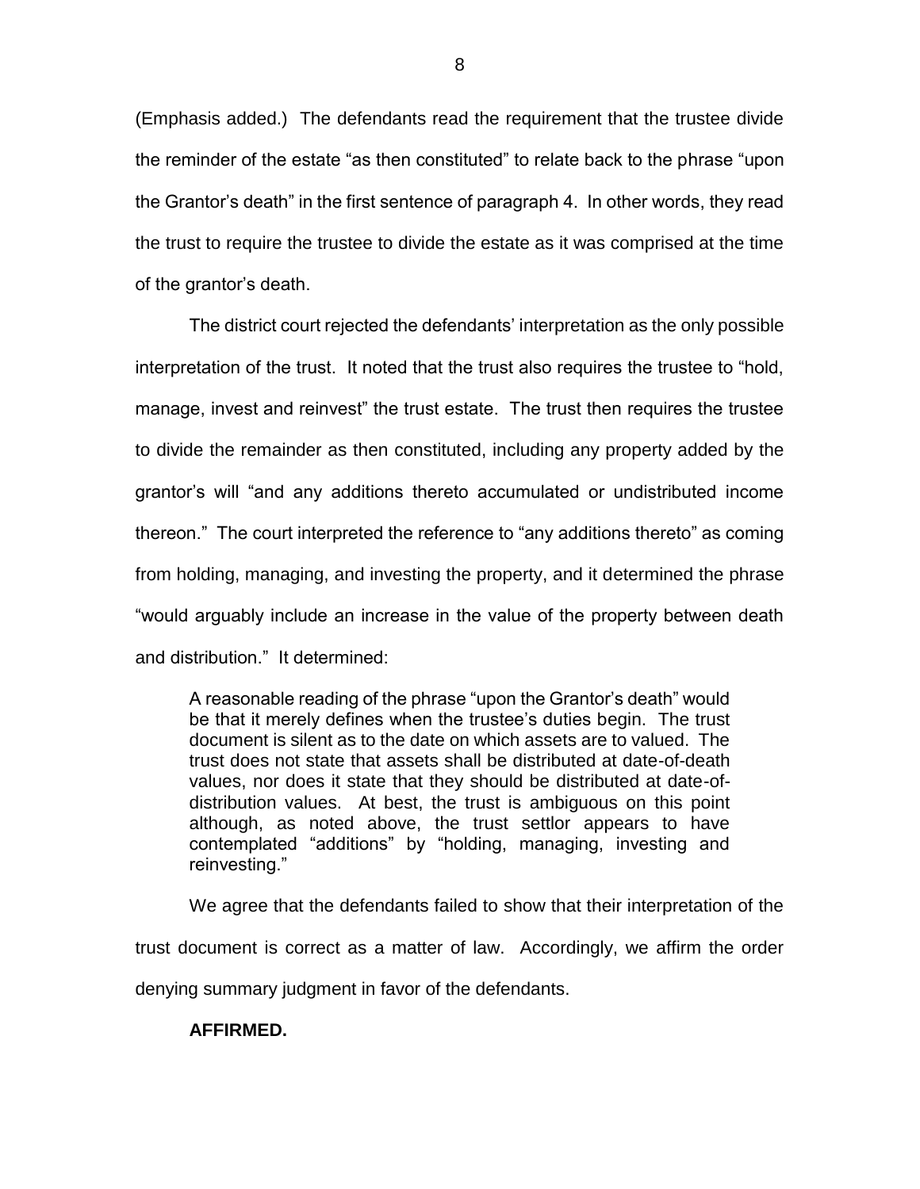(Emphasis added.) The defendants read the requirement that the trustee divide the reminder of the estate "as then constituted" to relate back to the phrase "upon the Grantor's death" in the first sentence of paragraph 4. In other words, they read the trust to require the trustee to divide the estate as it was comprised at the time of the grantor's death.

The district court rejected the defendants' interpretation as the only possible interpretation of the trust. It noted that the trust also requires the trustee to "hold, manage, invest and reinvest" the trust estate. The trust then requires the trustee to divide the remainder as then constituted, including any property added by the grantor's will "and any additions thereto accumulated or undistributed income thereon." The court interpreted the reference to "any additions thereto" as coming from holding, managing, and investing the property, and it determined the phrase "would arguably include an increase in the value of the property between death and distribution." It determined:

> A reasonable reading of the phrase "upon the Grantor's death" would be that it merely defines when the trustee's duties begin. The trust document is silent as to the date on which assets are to valued. The trust does not state that assets shall be distributed at date-of-death values, nor does it state that they should be distributed at date-of-distribution values. At best, the trust is ambiguous on this point although, as noted above, the trust settlor appears to have contemplated "additions" by "holding, managing, investing and reinvesting."

We agree that the defendants failed to show that their interpretation of the trust document is correct as a matter of law. Accordingly, we affirm the order denying summary judgment in favor of the defendants.

**AFFIRMED.**